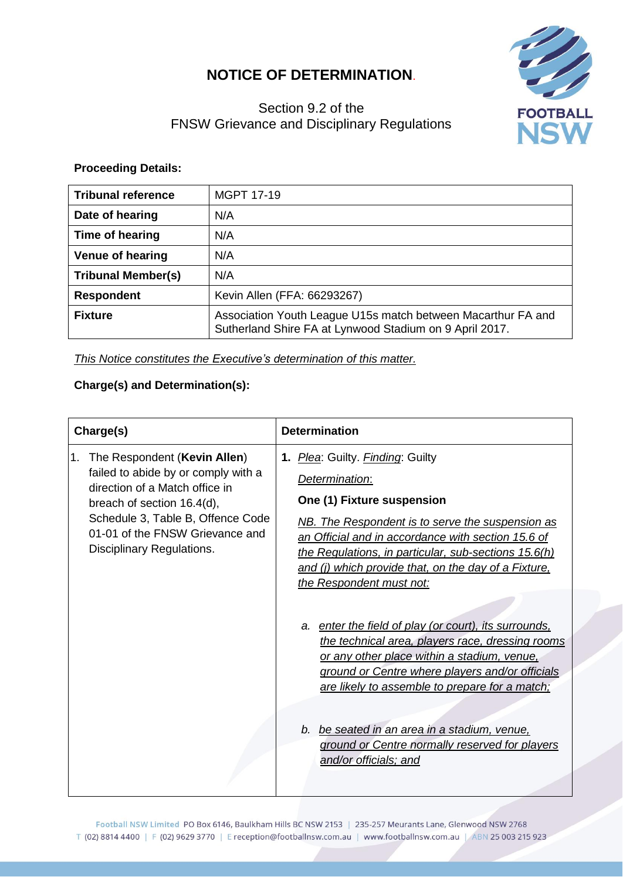# NOTICE OF DETERMINATION.

Section 9.2 of the
FNSW Grievance and Disciplinary Regulations

**Proceeding Details:**

| **Tribunal reference** | MGPT 17-19 |
|---|---|
| **Date of hearing** | N/A |
| **Time of hearing** | N/A |
| **Venue of hearing** | N/A |
| **Tribunal Member(s)** | N/A |
| **Respondent** | Kevin Allen (FFA: 66293267) |
| **Fixture** | Association Youth League U15s match between Macarthur FA and Sutherland Shire FA at Lynwood Stadium on 9 April 2017. |

*This Notice constitutes the Executive's determination of this matter.*

**Charge(s) and Determination(s):**

| **Charge(s)** | **Determination** |
|---|---|
| 1. The Respondent (**Kevin Allen**) failed to abide by or comply with a direction of a Match office in breach of section 16.4(d), Schedule 3, Table B, Offence Code 01-01 of the FNSW Grievance and Disciplinary Regulations. | **1.** *Plea*: Guilty. *Finding*: Guilty<br><br>*Determination*:<br><br>**One (1) Fixture suspension**<br><br>*NB. The Respondent is to serve the suspension as an Official and in accordance with section 15.6 of the Regulations, in particular, sub-sections 15.6(h) and (j) which provide that, on the day of a Fixture, the Respondent must not:*<br><br>a. *enter the field of play (or court), its surrounds, the technical area, players race, dressing rooms or any other place within a stadium, venue, ground or Centre where players and/or officials are likely to assemble to prepare for a match;*<br><br>b. *be seated in an area in a stadium, venue, ground or Centre normally reserved for players and/or officials; and* |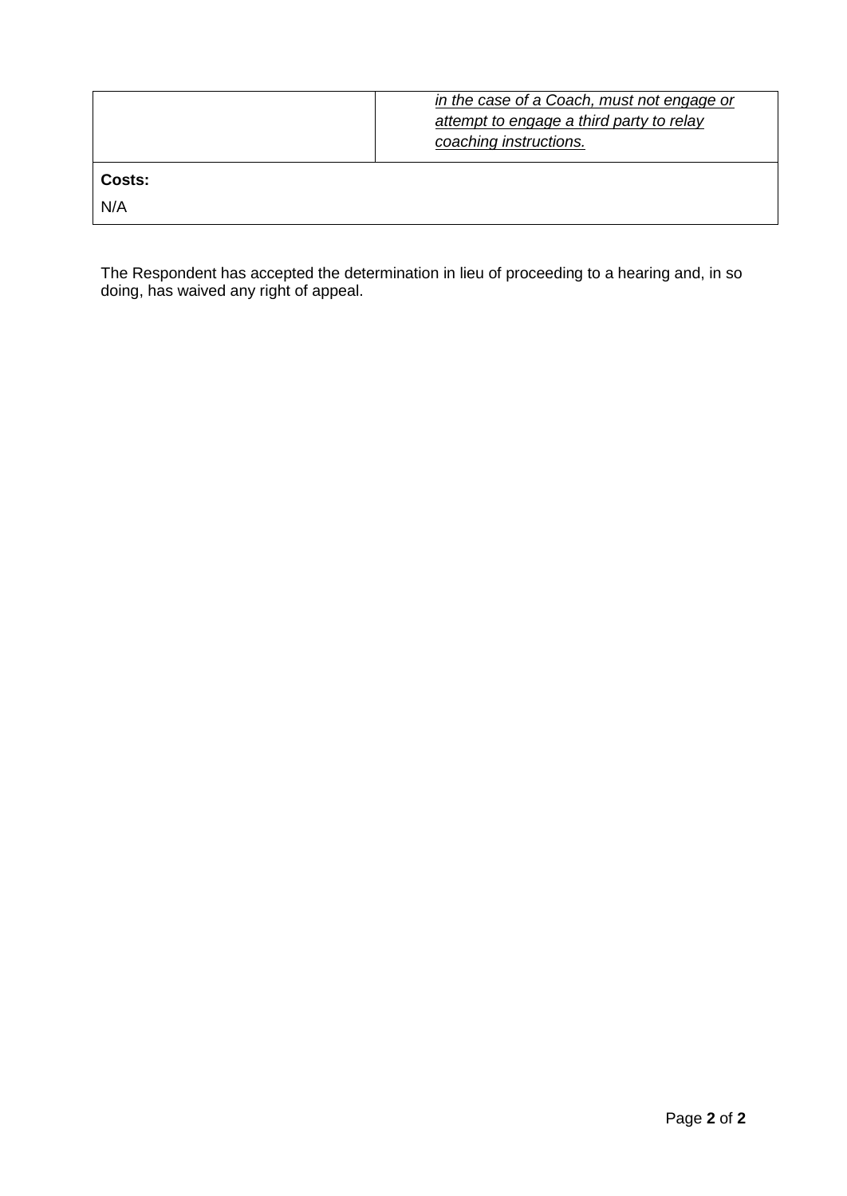| | |
|---|---|
| | *in the case of a Coach, must not engage or attempt to engage a third party to relay coaching instructions.* |
| **Costs:**<br>N/A | |

The Respondent has accepted the determination in lieu of proceeding to a hearing and, in so doing, has waived any right of appeal.